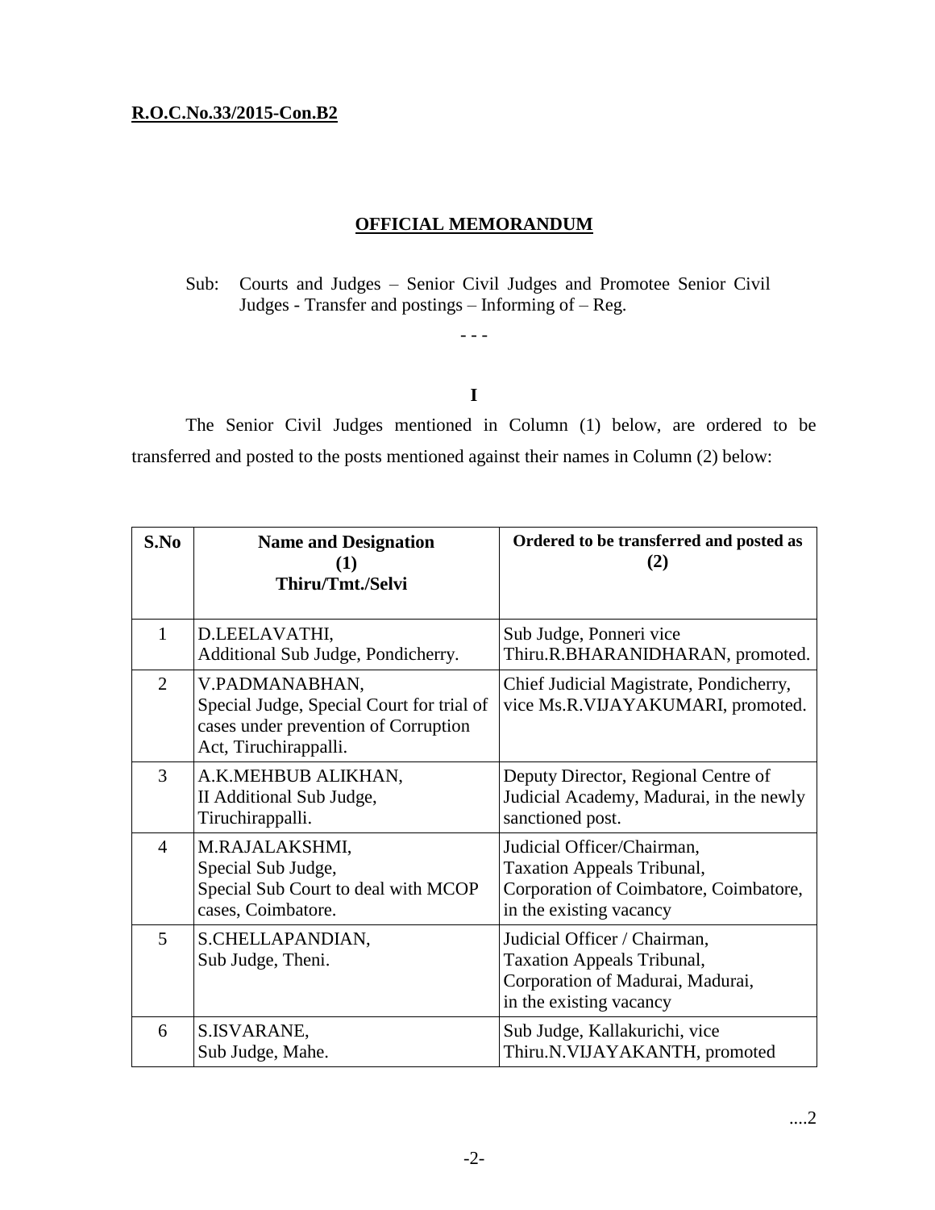**R.O.C.No.33/2015-Con.B2**

## OFFICIAL MEMORANDUM

Sub: Courts and Judges – Senior Civil Judges and Promotee Senior Civil Judges - Transfer and postings – Informing of – Reg.

- - -

**I**

The Senior Civil Judges mentioned in Column (1) below, are ordered to be transferred and posted to the posts mentioned against their names in Column (2) below:

| S.No | Name and Designation (1) Thiru/Tmt./Selvi | Ordered to be transferred and posted as (2) |
|---|---|---|
| 1 | D.LEELAVATHI, Additional Sub Judge, Pondicherry. | Sub Judge, Ponneri vice Thiru.R.BHARANIDHARAN, promoted. |
| 2 | V.PADMANABHAN, Special Judge, Special Court for trial of cases under prevention of Corruption Act, Tiruchirappalli. | Chief Judicial Magistrate, Pondicherry, vice Ms.R.VIJAYAKUMARI, promoted. |
| 3 | A.K.MEHBUB ALIKHAN, II Additional Sub Judge, Tiruchirappalli. | Deputy Director, Regional Centre of Judicial Academy, Madurai, in the newly sanctioned post. |
| 4 | M.RAJALAKSHMI, Special Sub Judge, Special Sub Court to deal with MCOP cases, Coimbatore. | Judicial Officer/Chairman, Taxation Appeals Tribunal, Corporation of Coimbatore, Coimbatore, in the existing vacancy |
| 5 | S.CHELLAPANDIAN, Sub Judge, Theni. | Judicial Officer / Chairman, Taxation Appeals Tribunal, Corporation of Madurai, Madurai, in the existing vacancy |
| 6 | S.ISVARANE, Sub Judge, Mahe. | Sub Judge, Kallakurichi, vice Thiru.N.VIJAYAKANTH, promoted |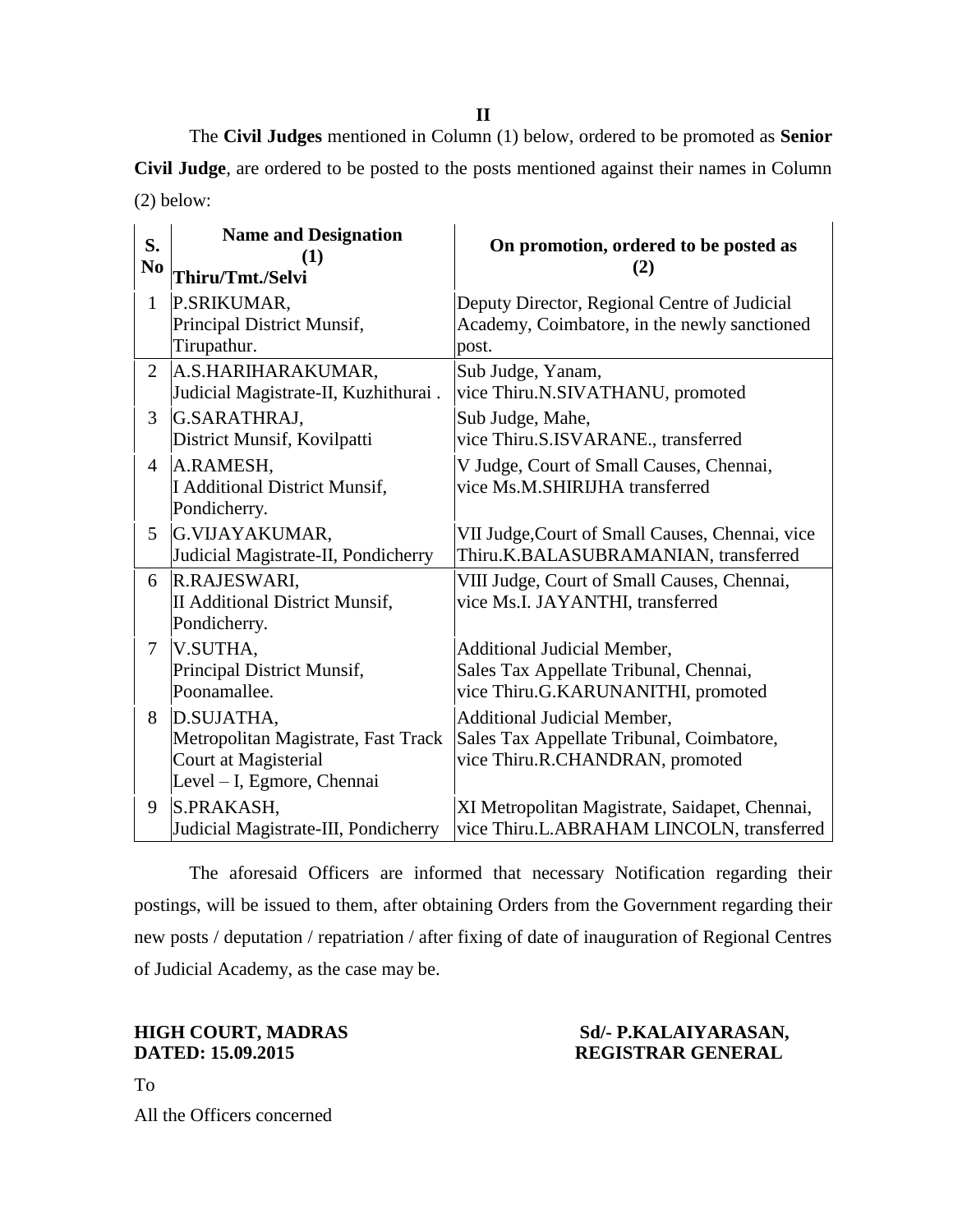**II**

The **Civil Judges** mentioned in Column (1) below, ordered to be promoted as **Senior Civil Judge**, are ordered to be posted to the posts mentioned against their names in Column (2) below:

| S. No | Name and Designation (1) Thiru/Tmt./Selvi | On promotion, ordered to be posted as (2) |
|---|---|---|
| 1 | P.SRIKUMAR, Principal District Munsif, Tirupathur. | Deputy Director, Regional Centre of Judicial Academy, Coimbatore, in the newly sanctioned post. |
| 2 | A.S.HARIHARAKUMAR, Judicial Magistrate-II, Kuzhithurai . | Sub Judge, Yanam, vice Thiru.N.SIVATHANU, promoted |
| 3 | G.SARATHRAJ, District Munsif, Kovilpatti | Sub Judge, Mahe, vice Thiru.S.ISVARANE., transferred |
| 4 | A.RAMESH, I Additional District Munsif, Pondicherry. | V Judge, Court of Small Causes, Chennai, vice Ms.M.SHIRIJHA transferred |
| 5 | G.VIJAYAKUMAR, Judicial Magistrate-II, Pondicherry | VII Judge,Court of Small Causes, Chennai, vice Thiru.K.BALASUBRAMANIAN, transferred |
| 6 | R.RAJESWARI, II Additional District Munsif, Pondicherry. | VIII Judge, Court of Small Causes, Chennai, vice Ms.I. JAYANTHI, transferred |
| 7 | V.SUTHA, Principal District Munsif, Poonamallee. | Additional Judicial Member, Sales Tax Appellate Tribunal, Chennai, vice Thiru.G.KARUNANITHI, promoted |
| 8 | D.SUJATHA, Metropolitan Magistrate, Fast Track Court at Magisterial Level – I, Egmore, Chennai | Additional Judicial Member, Sales Tax Appellate Tribunal, Coimbatore, vice Thiru.R.CHANDRAN, promoted |
| 9 | S.PRAKASH, Judicial Magistrate-III, Pondicherry | XI Metropolitan Magistrate, Saidapet, Chennai, vice Thiru.L.ABRAHAM LINCOLN, transferred |

The aforesaid Officers are informed that necessary Notification regarding their postings, will be issued to them, after obtaining Orders from the Government regarding their new posts / deputation / repatriation / after fixing of date of inauguration of Regional Centres of Judicial Academy, as the case may be.

**HIGH COURT, MADRAS**
**DATED: 15.09.2015**

**Sd/- P.KALAIYARASAN,**
**REGISTRAR GENERAL**

To

All the Officers concerned